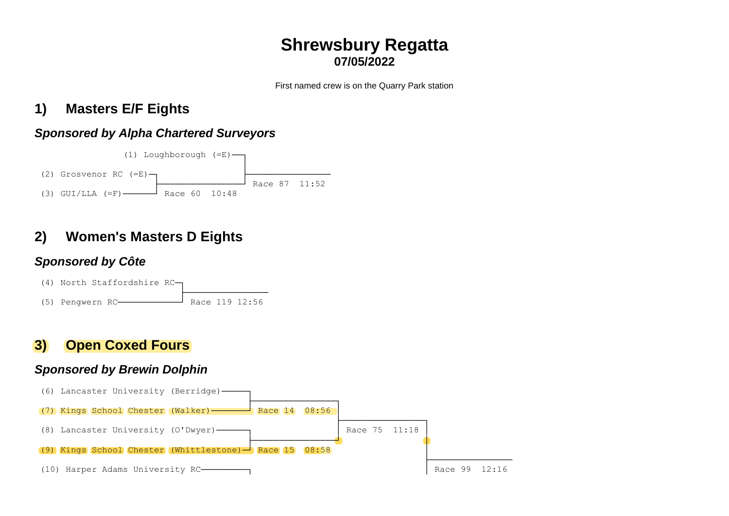# Shrewsbury Regatta

**07/05/2022**

First named crew is on the Quarry Park station

## 1) Masters E/F Eights

### *Sponsored by Alpha Chartered Surveyors*

(1) Loughborough (=E)

(2) Grosvenor RC (=E)

(3) GUI/LLA (=F)

Race 60 10:48

Race 87 11:52

## 2) Women's Masters D Eights

### *Sponsored by Côte*

(4) North Staffordshire RC

(5) Pengwern RC

Race 119 12:56

## 3) Open Coxed Fours

### *Sponsored by Brewin Dolphin*

(6) Lancaster University (Berridge)

(7) Kings School Chester (Walker)

Race 14 08:56

(8) Lancaster University (O'Dwyer)

(9) Kings School Chester (Whittlestone)

Race 15 08:58

Race 75 11:18

(10) Harper Adams University RC

Race 99 12:16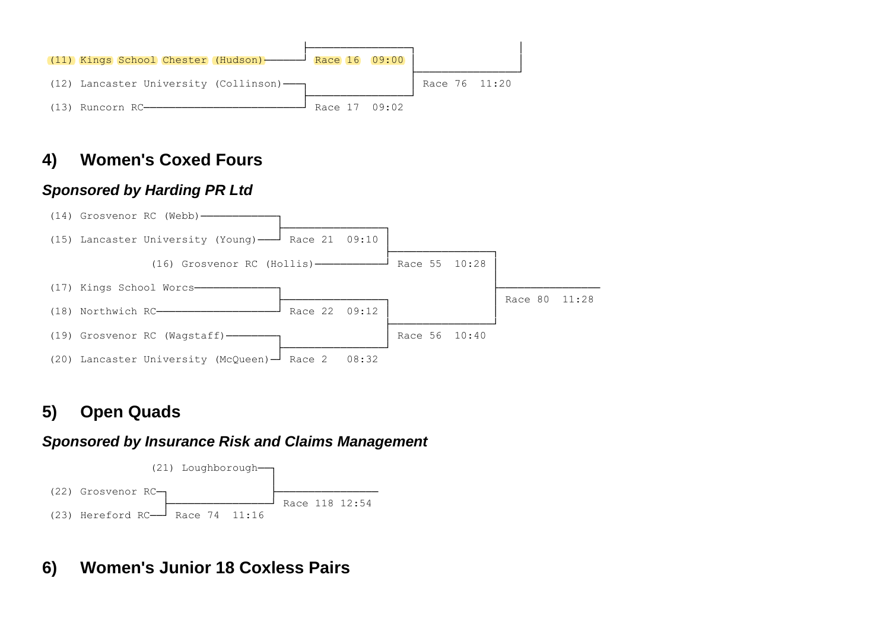```
(11) Kings School Chester (Hudson)──────┘ Race 16  09:00 │
                                                          │ Race 76  11:20
(12) Lancaster University (Collinson)───┐                 │
(13) Runcorn RC─────────────────────────┘ Race 17  09:02
```

## 4) Women's Coxed Fours

### *Sponsored by Harding PR Ltd*

```
(14) Grosvenor RC (Webb)──────────┐
(15) Lancaster University (Young)─┘ Race 21  09:10 ┐
                                                   │
               (16) Grosvenor RC (Hollis)──────────┘ Race 55  10:28 ┐
                                                                    │
(17) Kings School Worcs───────────┐                                 │ Race 80  11:28
(18) Northwich RC─────────────────┘ Race 22  09:12 ┐                │
                                                   │ Race 56  10:40 ┘
(19) Grosvenor RC (Wagstaff)──────┐                │
(20) Lancaster University (McQueen)┘ Race 2   08:32┘
```

## 5) Open Quads

### *Sponsored by Insurance Risk and Claims Management*

```
               (21) Loughborough──┐
                                  │ Race 118 12:54
(22) Grosvenor RC─┐               │
(23) Hereford RC──┘ Race 74  11:16┘
```

## 6) Women's Junior 18 Coxless Pairs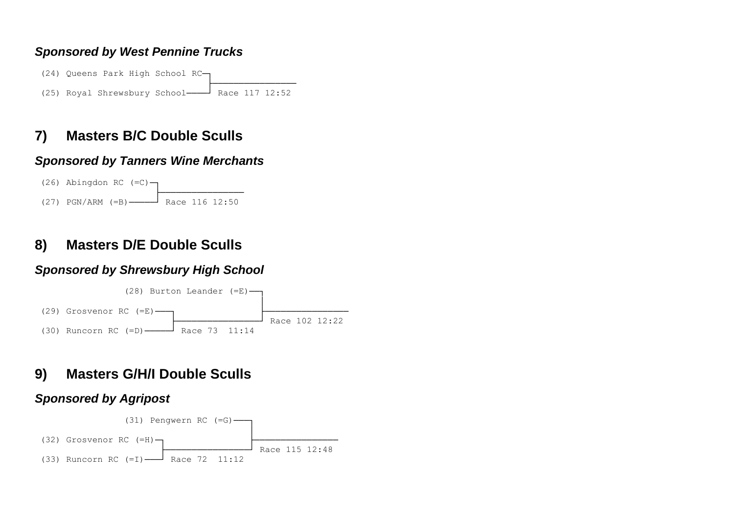### *Sponsored by West Pennine Trucks*

```
(24) Queens Park High School RC─┐
                                ├────────────────
(25) Royal Shrewsbury School────┘ Race 117 12:52
```

## 7) Masters B/C Double Sculls

### *Sponsored by Tanners Wine Merchants*

```
(26) Abingdon RC (=C)─┐
                      ├────────────────
(27) PGN/ARM (=B)─────┘ Race 116 12:50
```

## 8) Masters D/E Double Sculls

### *Sponsored by Shrewsbury High School*

```
               (28) Burton Leander (=E)──┐
                                         │
(29) Grosvenor RC (=E)──┐                ├────────────────
                        ├────────────────┘ Race 102 12:22
(30) Runcorn RC (=D)────┘ Race 73  11:14
```

## 9) Masters G/H/I Double Sculls

### *Sponsored by Agripost*

```
               (31) Pengwern RC (=G)────┐
                                        │
(32) Grosvenor RC (=H)─┐                ├────────────────
                       ├────────────────┘ Race 115 12:48
(33) Runcorn RC (=I)───┘ Race 72  11:12
```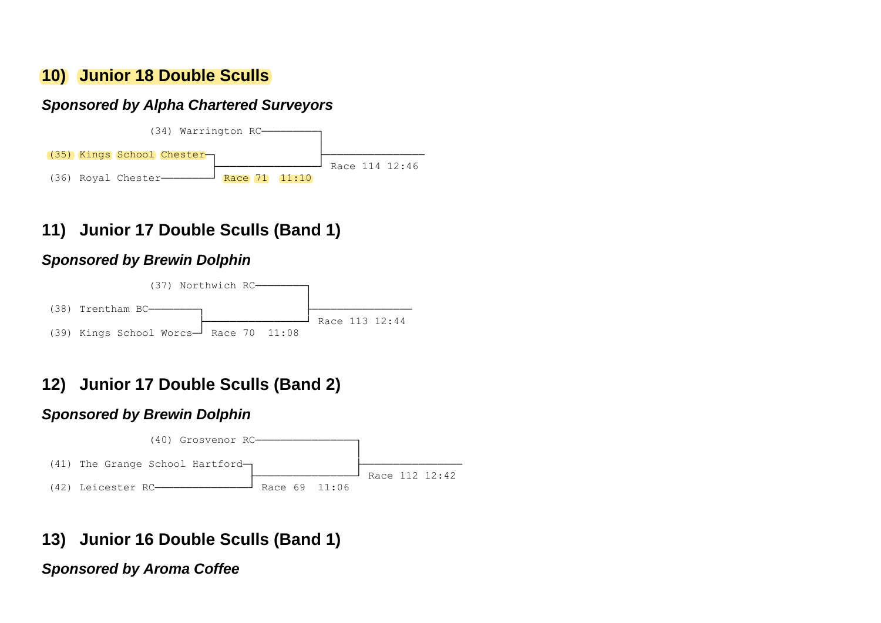## 10) Junior 18 Double Sculls

***Sponsored by Alpha Chartered Surveyors***

```
                  (34) Warrington RC─────────┐
                                             │
(35) Kings School Chester─┐                  ├───────────────
                          ├──────────────────┘ Race 114 12:46
(36) Royal Chester────────┘ Race 71  11:10
```

## 11) Junior 17 Double Sculls (Band 1)

***Sponsored by Brewin Dolphin***

```
                  (37) Northwich RC────────┐
                                           │
(38) Trentham BC──────────┐                ├───────────────
                          ├────────────────┘ Race 113 12:44
(39) Kings School Worcs───┘ Race 70  11:08
```

## 12) Junior 17 Double Sculls (Band 2)

***Sponsored by Brewin Dolphin***

```
                  (40) Grosvenor RC────────────────┐
                                                   │
(41) The Grange School Hartford─┐                  ├───────────────
                                ├──────────────────┘ Race 112 12:42
(42) Leicester RC───────────────┘ Race 69  11:06
```

## 13) Junior 16 Double Sculls (Band 1)

***Sponsored by Aroma Coffee***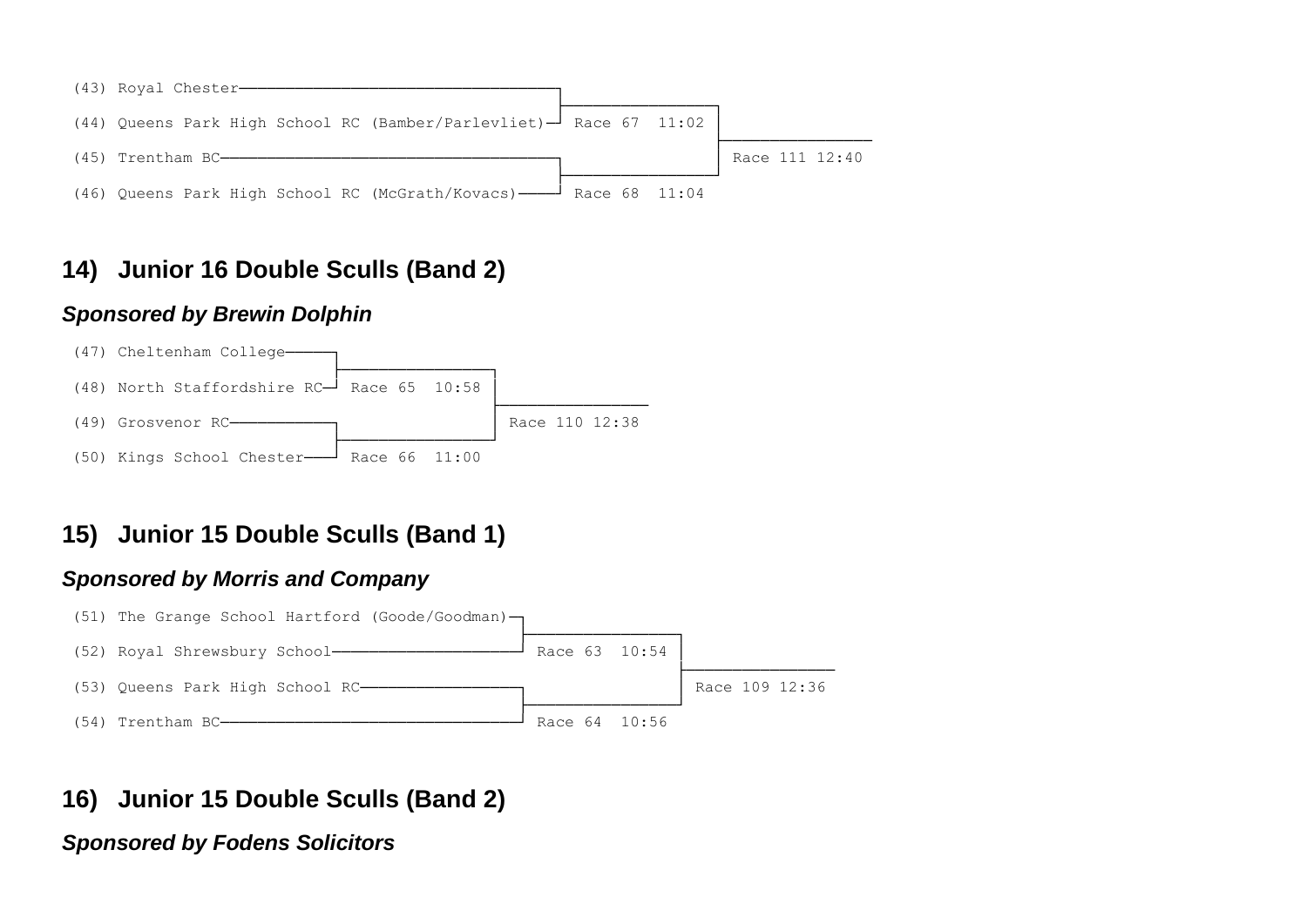```
(43) Royal Chester──────────────────────────────────┐
                                                     ├─────────────────┐
(44) Queens Park High School RC (Bamber/Parlevliet)─┘ Race 67  11:02  │
                                                                       ├─────────────────
(45) Trentham BC────────────────────────────────────┐                 │ Race 111 12:40
                                                     ├─────────────────┘
(46) Queens Park High School RC (McGrath/Kovacs)────┘ Race 68  11:04
```

## 14) Junior 16 Double Sculls (Band 2)

***Sponsored by Brewin Dolphin***

```
(47) Cheltenham College────┐
                            ├─────────────────┐
(48) North Staffordshire RC┘ Race 65  10:58   │
                                              ├─────────────────
(49) Grosvenor RC──────────┐                  │ Race 110 12:38
                            ├─────────────────┘
(50) Kings School Chester──┘ Race 66  11:00
```

## 15) Junior 15 Double Sculls (Band 1)

***Sponsored by Morris and Company***

```
(51) The Grange School Hartford (Goode/Goodman)─┐
                                                 ├─────────────────┐
(52) Royal Shrewsbury School────────────────────┘ Race 63  10:54  │
                                                                   ├─────────────────
(53) Queens Park High School RC─────────────────┐                 │ Race 109 12:36
                                                 ├─────────────────┘
(54) Trentham BC────────────────────────────────┘ Race 64  10:56
```

## 16) Junior 15 Double Sculls (Band 2)

***Sponsored by Fodens Solicitors***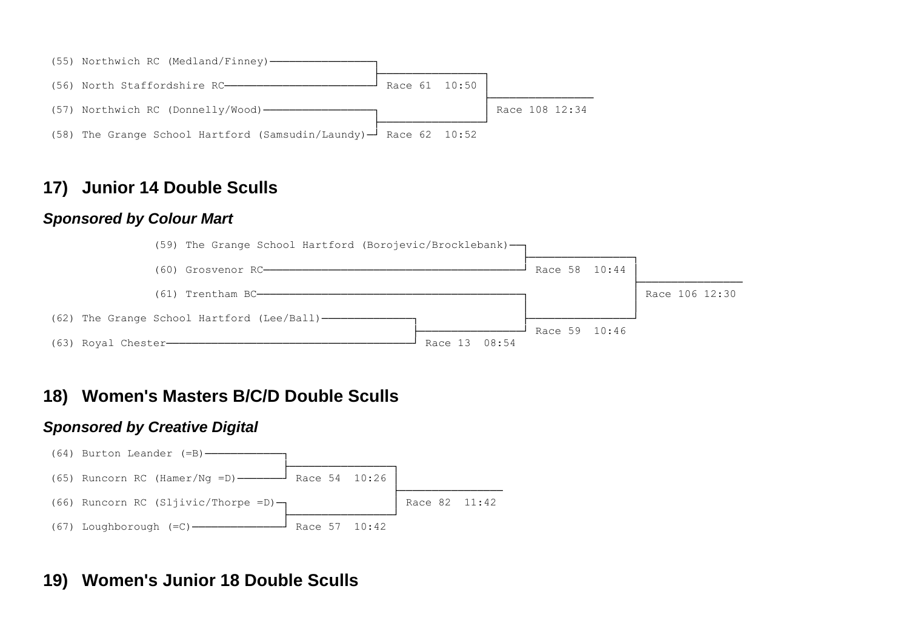```
(55) Northwich RC (Medland/Finney)──────────────┐
                                                 ├──────────────┐
(56) North Staffordshire RC─────────────────────┘ Race 61  10:50 │
                                                                 ├──────────────
(57) Northwich RC (Donnelly/Wood)───────────────┐                │ Race 108 12:34
                                                 ├──────────────┘
(58) The Grange School Hartford (Samsudin/Laundy)┘ Race 62  10:52
```

## 17) Junior 14 Double Sculls

### *Sponsored by Colour Mart*

```
              (59) The Grange School Hartford (Borojevic/Brocklebank)─┐
                                                                       ├──────────────┐
              (60) Grosvenor RC───────────────────────────────────────┘ Race 58  10:44 │
                                                                                       ├──────────────
              (61) Trentham BC────────────────────────────────────────┐                │ Race 106 12:30
                                                                       ├──────────────┘
(62) The Grange School Hartford (Lee/Ball)──────────┐                  │ Race 59  10:46
                                                     ├─────────────────┘
(63) Royal Chester──────────────────────────────────┘ Race 13  08:54
```

## 18) Women's Masters B/C/D Double Sculls

### *Sponsored by Creative Digital*

```
(64) Burton Leander (=B)───────────┐
                                    ├──────────────┐
(65) Runcorn RC (Hamer/Ng =D)──────┘ Race 54  10:26 │
                                                    ├──────────────
(66) Runcorn RC (Sljivic/Thorpe =D)┐                │ Race 82  11:42
                                    ├──────────────┘
(67) Loughborough (=C)─────────────┘ Race 57  10:42
```

## 19) Women's Junior 18 Double Sculls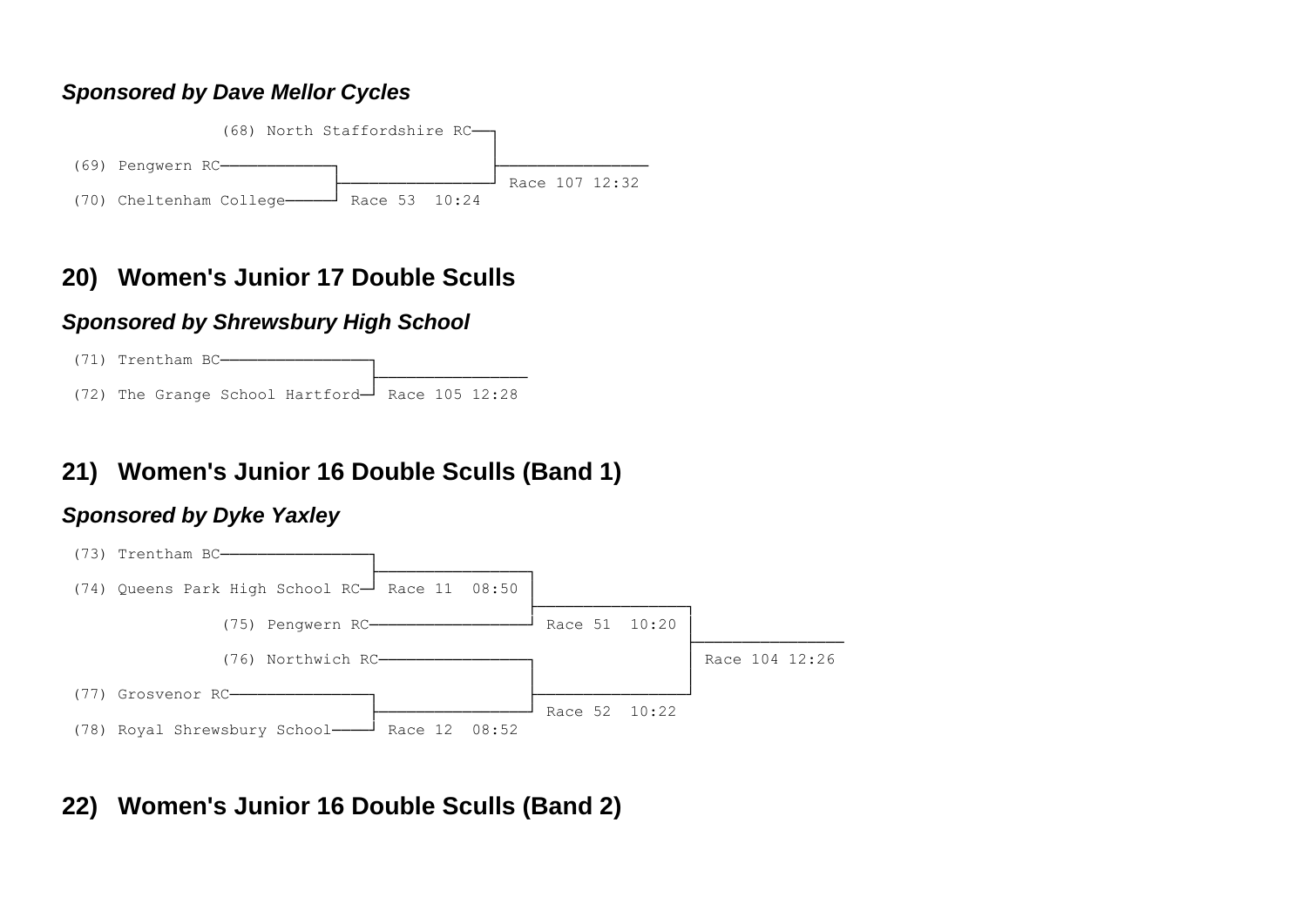***Sponsored by Dave Mellor Cycles***

```
               (68) North Staffordshire RC──┐
                                            ├────────────────
 (69) Pengwern RC────────────┐              │ Race 107 12:32
                             ├──────────────┘
 (70) Cheltenham College─────┘ Race 53  10:24
```

## 20) Women's Junior 17 Double Sculls

***Sponsored by Shrewsbury High School***

```
 (71) Trentham BC─────────────────┐
                                  ├────────────────
 (72) The Grange School Hartford──┘ Race 105 12:28
```

## 21) Women's Junior 16 Double Sculls (Band 1)

***Sponsored by Dyke Yaxley***

```
 (73) Trentham BC─────────────────┐
                                  ├──────────────┐
 (74) Queens Park High School RC──┘ Race 11  08:50│
                                                 ├──────────────┐
               (75) Pengwern RC──────────────────┘ Race 51  10:20│
                                                                ├────────────────
               (76) Northwich RC─────────────────┐              │ Race 104 12:26
                                                 ├──────────────┘
 (77) Grosvenor RC────────────────┐              │ Race 52  10:22
                                  ├──────────────┘
 (78) Royal Shrewsbury School─────┘ Race 12  08:52
```

## 22) Women's Junior 16 Double Sculls (Band 2)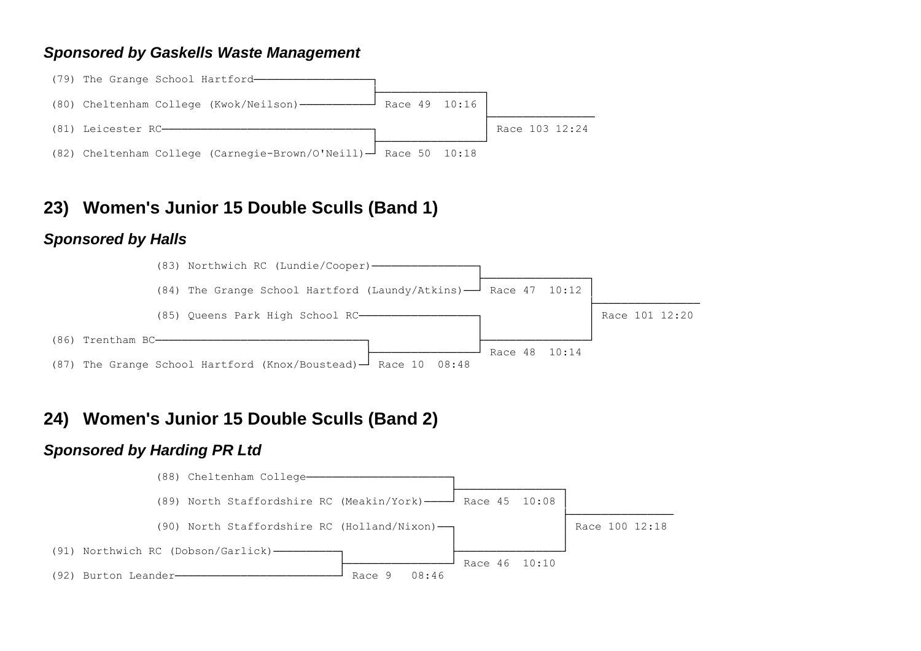***Sponsored by Gaskells Waste Management***

```
(79) The Grange School Hartford─────────────────┐
                                                ├───────────────┐
(80) Cheltenham College (Kwok/Neilson)──────────┘ Race 49  10:16 │
                                                                ├───────────────
(81) Leicester RC───────────────────────────────┐               │ Race 103 12:24
                                                ├───────────────┘
(82) Cheltenham College (Carnegie-Brown/O'Neill)┘ Race 50  10:18
```

## 23) Women's Junior 15 Double Sculls (Band 1)

***Sponsored by Halls***

```
             (83) Northwich RC (Lundie/Cooper)──────────────┐
                                                            ├───────────────┐
             (84) The Grange School Hartford (Laundy/Atkins)┘ Race 47  10:12 │
                                                                            ├───────────────
             (85) Queens Park High School RC────────────────┐               │ Race 101 12:20
(86) Trentham BC──────────────────────────────┐             ├───────────────┘
                                              ├─────────────┘ Race 48  10:14
(87) The Grange School Hartford (Knox/Boustead)┘ Race 10  08:48
```

## 24) Women's Junior 15 Double Sculls (Band 2)

***Sponsored by Harding PR Ltd***

```
             (88) Cheltenham College─────────────────────┐
                                                         ├───────────────┐
             (89) North Staffordshire RC (Meakin/York)───┘ Race 45  10:08 │
                                                                         ├───────────────
             (90) North Staffordshire RC (Holland/Nixon)─┐               │ Race 100 12:18
(91) Northwich RC (Dobson/Garlick)──────────┐            ├───────────────┘
                                            ├────────────┘ Race 46  10:10
(92) Burton Leander─────────────────────────┘ Race 9   08:46
```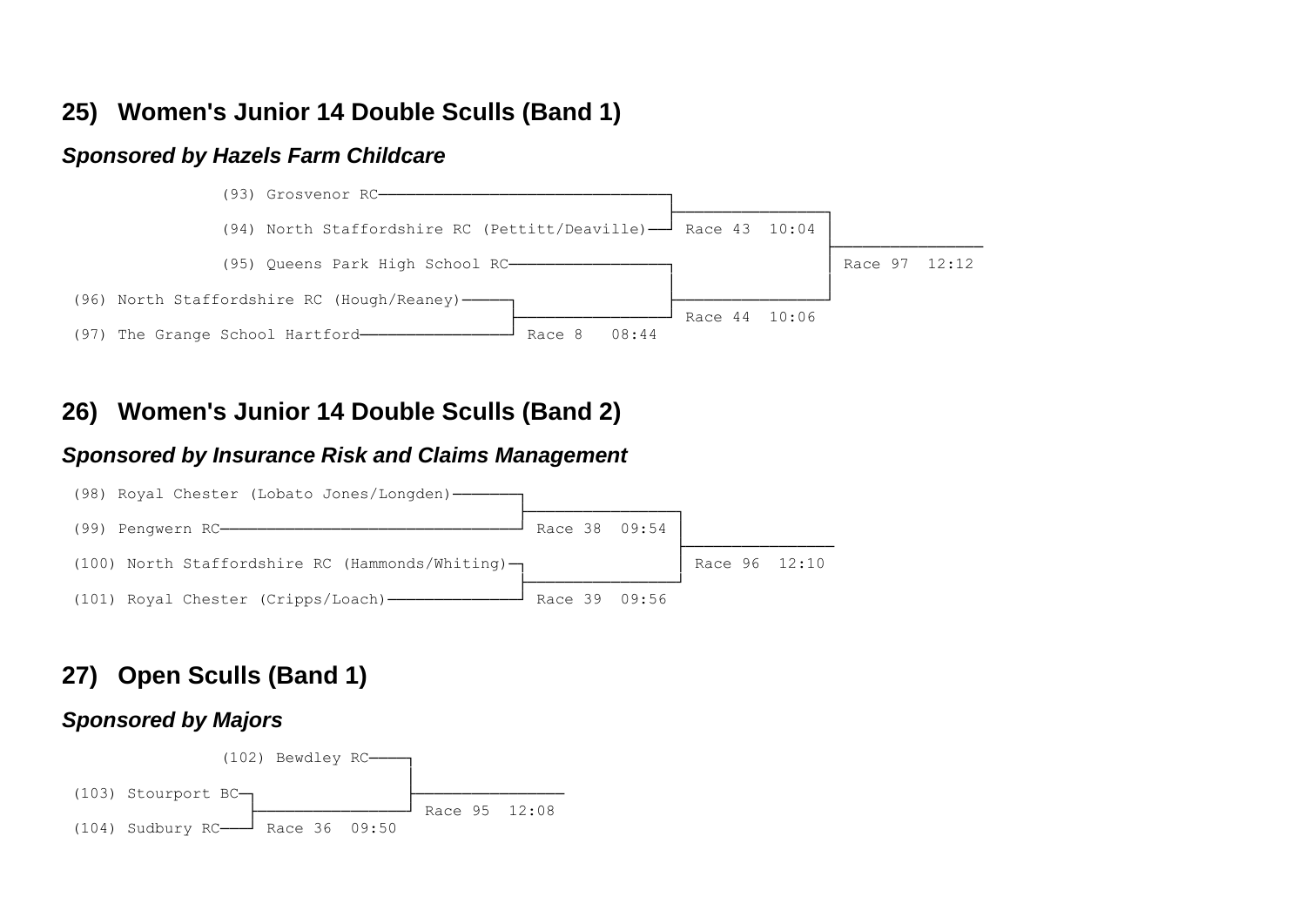## 25) Women's Junior 14 Double Sculls (Band 1)

### *Sponsored by Hazels Farm Childcare*

```
            (93) Grosvenor RC────────────────────────────────┐
                                                             ├─────────────────┐
            (94) North Staffordshire RC (Pettitt/Deaville)───┘ Race 43  10:04  │
                                                                               ├─────────────────
            (95) Queens Park High School RC──────────────────┐                 │ Race 97  12:12
                                                             │                 │
(96) North Staffordshire RC (Hough/Reaney)─────┐             ├─────────────────┘
                                               ├─────────────┘ Race 44  10:06
(97) The Grange School Hartford────────────────┘ Race 8   08:44
```

## 26) Women's Junior 14 Double Sculls (Band 2)

### *Sponsored by Insurance Risk and Claims Management*

```
(98) Royal Chester (Lobato Jones/Longden)───────┐
                                                ├─────────────────┐
(99) Pengwern RC────────────────────────────────┘ Race 38  09:54  │
                                                                  ├─────────────────
(100) North Staffordshire RC (Hammonds/Whiting)─┐                 │ Race 96  12:10
                                                ├─────────────────┘
(101) Royal Chester (Cripps/Loach)──────────────┘ Race 39  09:56
```

## 27) Open Sculls (Band 1)

### *Sponsored by Majors*

```
            (102) Bewdley RC────┐
                                ├─────────────────
(103) Stourport BC─┐            │ Race 95  12:08
                   ├────────────┘
(104) Sudbury RC───┘ Race 36  09:50
```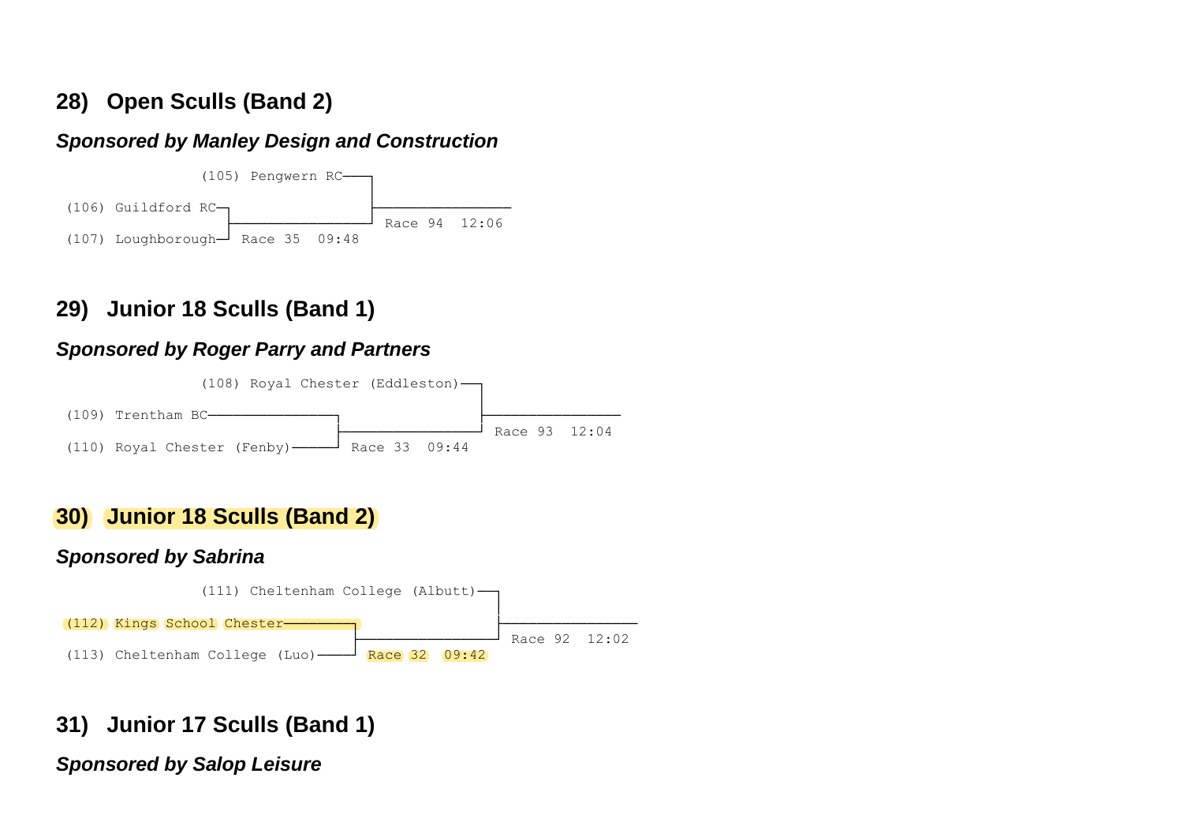## 28) Open Sculls (Band 2)

***Sponsored by Manley Design and Construction***

```
                (105) Pengwern RC──┐
                                   │
(106) Guildford RC─┐               ├───────────────
                   ├───────────────┘ Race 94  12:06
(107) Loughborough─┘ Race 35  09:48
```

## 29) Junior 18 Sculls (Band 1)

***Sponsored by Roger Parry and Partners***

```
                (108) Royal Chester (Eddleston)──┐
                                                 │
(109) Trentham BC────────────────┐               ├───────────────
                                 ├───────────────┘ Race 93  12:04
(110) Royal Chester (Fenby)──────┘ Race 33  09:44
```

## 30) Junior 18 Sculls (Band 2)

***Sponsored by Sabrina***

```
                (111) Cheltenham College (Albutt)──┐
                                                   │
(112) Kings School Chester─────────┐               ├───────────────
                                   ├───────────────┘ Race 92  12:02
(113) Cheltenham College (Luo)─────┘ Race 32  09:42
```

## 31) Junior 17 Sculls (Band 1)

***Sponsored by Salop Leisure***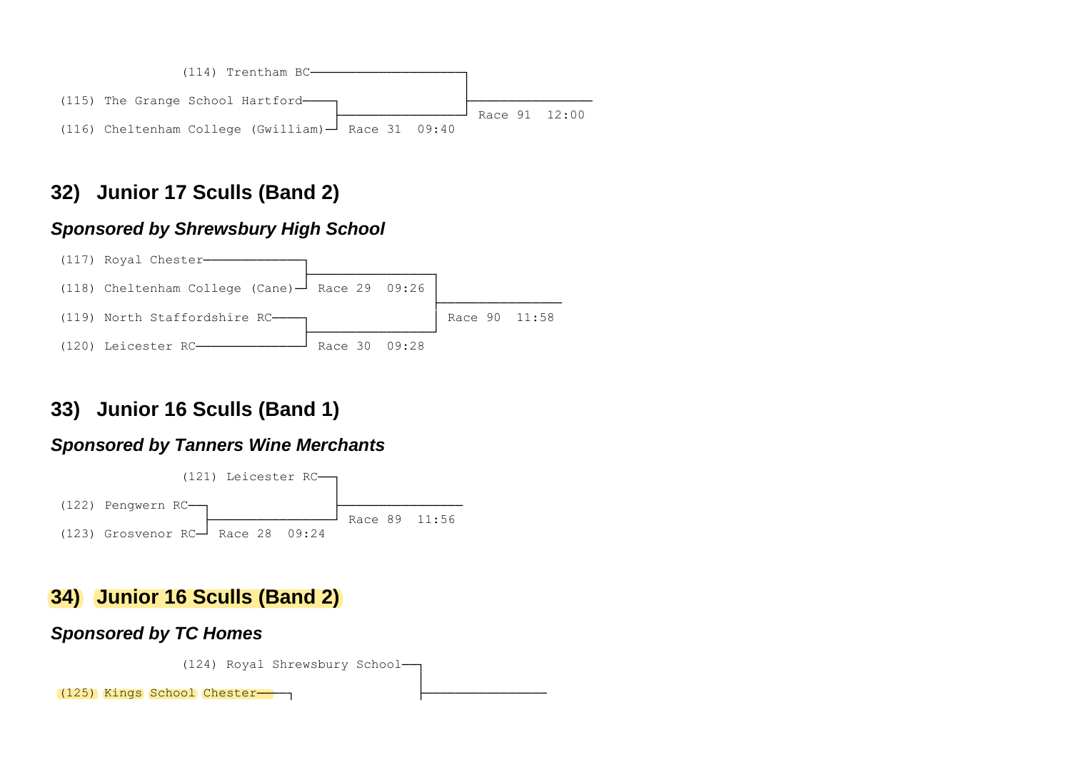```
              (114) Trentham BC────────────────────┐
                                                   ├───────────────
(115) The Grange School Hartford──┐                │ Race 91  12:00
                                  ├────────────────┘
(116) Cheltenham College (Gwilliam)┘ Race 31  09:40
```

## 32) Junior 17 Sculls (Band 2)

### *Sponsored by Shrewsbury High School*

```
(117) Royal Chester───────────────┐
                                  ├────────────────┐
(118) Cheltenham College (Cane)───┘ Race 29  09:26 │
                                                   ├───────────────
(119) North Staffordshire RC──────┐                │ Race 90  11:58
                                  ├────────────────┘
(120) Leicester RC────────────────┘ Race 30  09:28
```

## 33) Junior 16 Sculls (Band 1)

### *Sponsored by Tanners Wine Merchants*

```
              (121) Leicester RC──┐
                                  ├───────────────
(122) Pengwern RC──┐              │ Race 89  11:56
                   ├──────────────┘
(123) Grosvenor RC─┘ Race 28  09:24
```

## 34) Junior 16 Sculls (Band 2)

### *Sponsored by TC Homes*

```
              (124) Royal Shrewsbury School──┐
                                             ├───────────────
(125) Kings School Chester──┐                │
```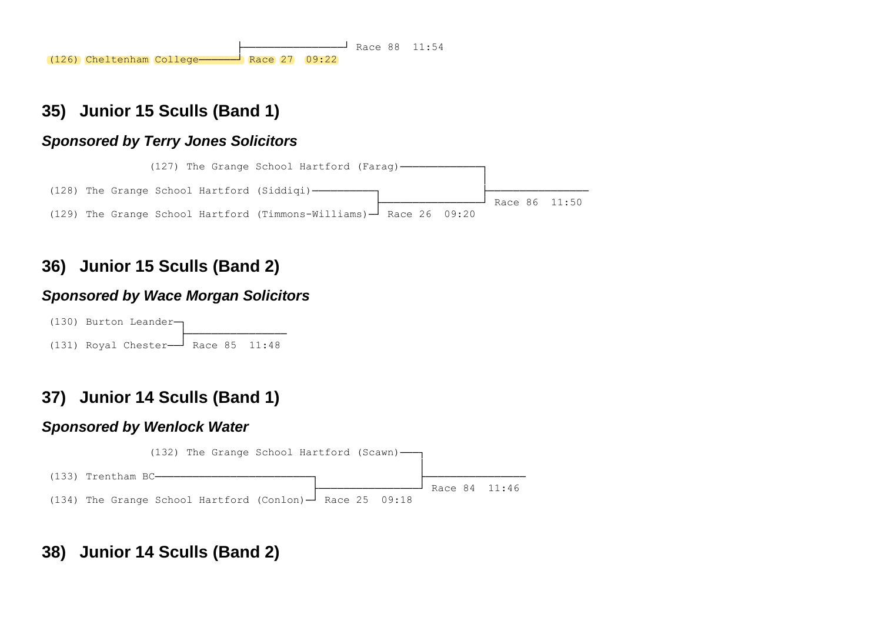```
                                        ┌──────────────── Race 88  11:54
(126) Cheltenham College─────────────┘ Race 27  09:22
```

## 35) Junior 15 Sculls (Band 1)

### *Sponsored by Terry Jones Solicitors*

```
                (127) The Grange School Hartford (Farag)──────────────┐
                                                                      ├────────────────
(128) The Grange School Hartford (Siddiqi)───────────┐                │ Race 86  11:50
                                                     ├────────────────┘
(129) The Grange School Hartford (Timmons-Williams)──┘ Race 26  09:20
```

## 36) Junior 15 Sculls (Band 2)

### *Sponsored by Wace Morgan Solicitors*

```
(130) Burton Leander──┐
                      ├────────────────
(131) Royal Chester───┘ Race 85  11:48
```

## 37) Junior 14 Sculls (Band 1)

### *Sponsored by Wenlock Water*

```
                (127) The Grange School Hartford (Scawn)───┐
                                                           ├────────────────
(133) Trentham BC─────────────────────────────┐            │ Race 84  11:46
                                              ├────────────┘
(134) The Grange School Hartford (Conlon)─────┘ Race 25  09:18
```

## 38) Junior 14 Sculls (Band 2)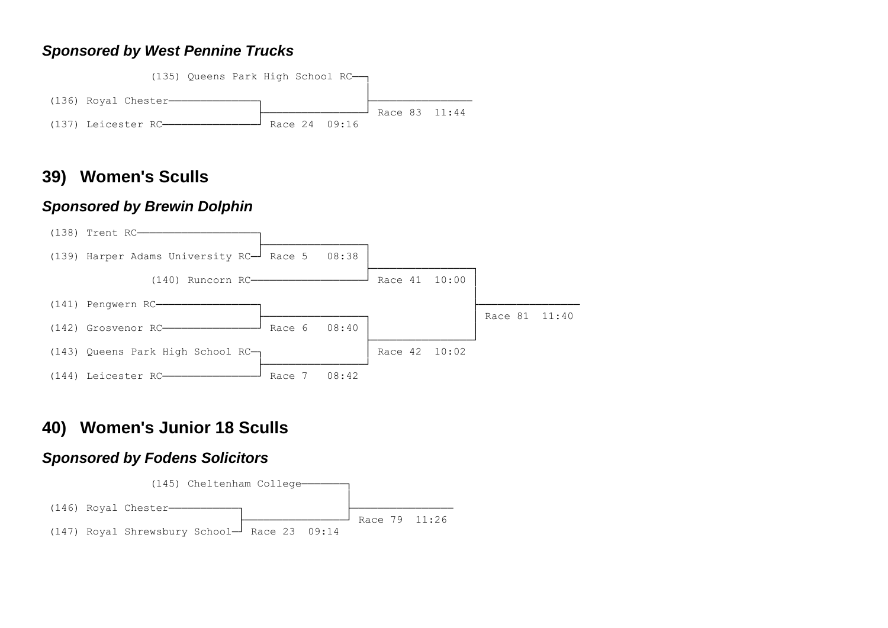***Sponsored by West Pennine Trucks***

```
              (135) Queens Park High School RC──┐
                                                 ├────────────────
(136) Royal Chester───────────────┐              │ Race 83  11:44
                                  ├──────────────┘
(137) Leicester RC────────────────┘ Race 24  09:16
```

## 39) Women's Sculls

***Sponsored by Brewin Dolphin***

```
(138) Trent RC────────────────────┐
                                  ├──────────────┐
(139) Harper Adams University RC──┘ Race 5   08:38├──────────────┐
              (140) Runcorn RC───────────────────┘ Race 41  10:00 │
                                                                  ├────────────────
(141) Pengwern RC─────────────────┐                               │ Race 81  11:40
                                  ├──────────────┐                │
(142) Grosvenor RC────────────────┘ Race 6   08:40├──────────────┘
(143) Queens Park High School RC──┐              │ Race 42  10:02
                                  ├──────────────┘
(144) Leicester RC────────────────┘ Race 7   08:42
```

## 40) Women's Junior 18 Sculls

***Sponsored by Fodens Solicitors***

```
              (145) Cheltenham College─────────┐
                                               ├────────────────
(146) Royal Chester─────────────┐              │ Race 79  11:26
                                ├──────────────┘
(147) Royal Shrewsbury School───┘ Race 23  09:14
```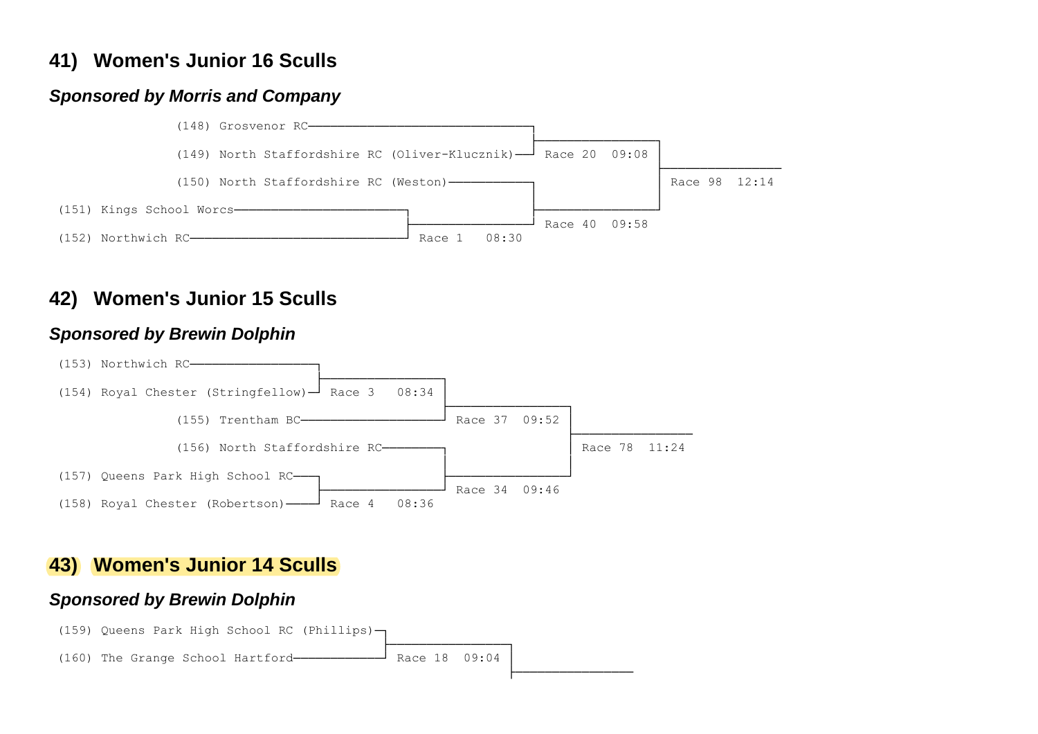## 41) Women's Junior 16 Sculls

### *Sponsored by Morris and Company*

```
              (148) Grosvenor RC──────────────────────────────┐
                                                              ├──────────────┐
              (149) North Staffordshire RC (Oliver-Klucznik)──┘ Race 20  09:08│
                                                                             ├──────────────
              (150) North Staffordshire RC (Weston)───────────┐              │ Race 98  12:14
(151) Kings School Worcs──────────────────────┐               ├──────────────┘
                                              ├───────────────┘ Race 40  09:58
(152) Northwich RC────────────────────────────┘ Race 1   08:30
```

## 42) Women's Junior 15 Sculls

### *Sponsored by Brewin Dolphin*

```
(153) Northwich RC─────────────┐
                               ├──────────────┐
(154) Royal Chester (Stringfellow)─┘ Race 3   08:34│
                                              ├──────────────┐
              (155) Trentham BC───────────────┘ Race 37  09:52│
                                                             ├──────────────
              (156) North Staffordshire RC────┐              │ Race 78  11:24
(157) Queens Park High School RC──┐           ├──────────────┘
                                  ├───────────┘ Race 34  09:46
(158) Royal Chester (Robertson)───┘ Race 4   08:36
```

## 43) Women's Junior 14 Sculls

### *Sponsored by Brewin Dolphin*

```
(159) Queens Park High School RC (Phillips)─┐
                                            ├──────────────┐
(160) The Grange School Hartford────────────┘ Race 18  09:04│
                                                           ├──────────────
```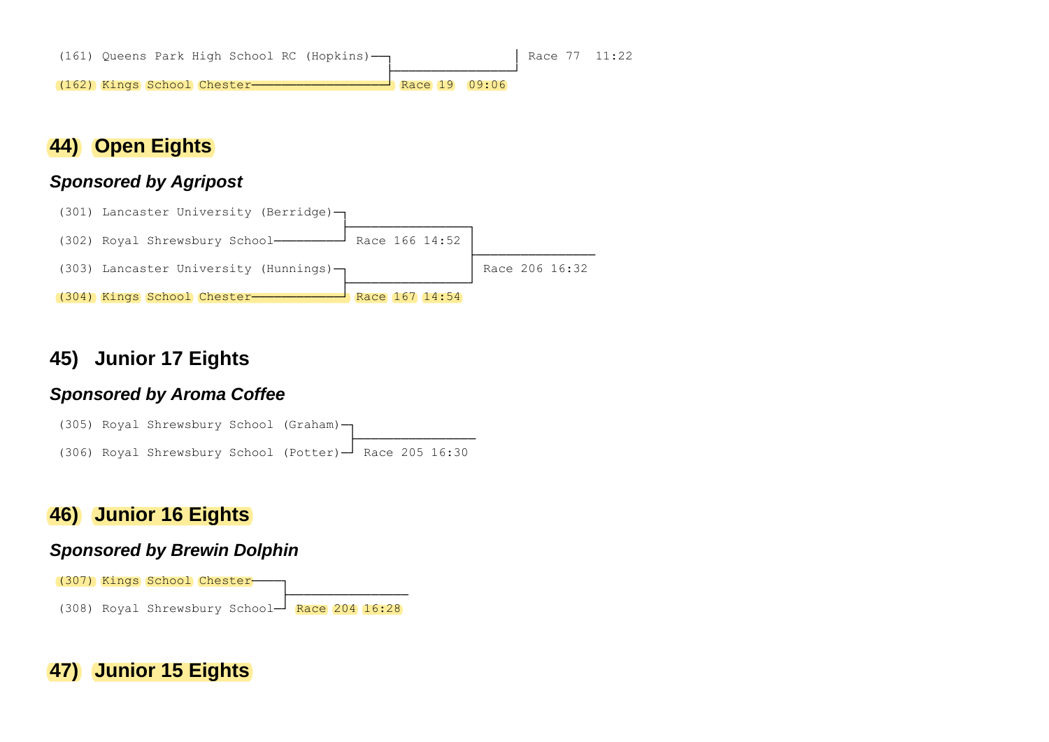```
(161) Queens Park High School RC (Hopkins)──┐                    │ Race 77  11:22
                                            ├────────────────────┘
(162) Kings School Chester──────────────────┘ Race 19  09:06
```

## 44) Open Eights

### *Sponsored by Agripost*

```
(301) Lancaster University (Berridge)─┐
                                      ├──────────────┐
(302) Royal Shrewsbury School─────────┘ Race 166 14:52│
                                                      ├──────────────
(303) Lancaster University (Hunnings)─┐               │ Race 206 16:32
                                      ├───────────────┘
(304) Kings School Chester────────────┘ Race 167 14:54
```

## 45) Junior 17 Eights

### *Sponsored by Aroma Coffee*

```
(305) Royal Shrewsbury School (Graham)─┐
                                       ├──────────────
(306) Royal Shrewsbury School (Potter)─┘ Race 205 16:30
```

## 46) Junior 16 Eights

### *Sponsored by Brewin Dolphin*

```
(307) Kings School Chester───┐
                             ├──────────────
(308) Royal Shrewsbury School┘ Race 204 16:28
```

## 47) Junior 15 Eights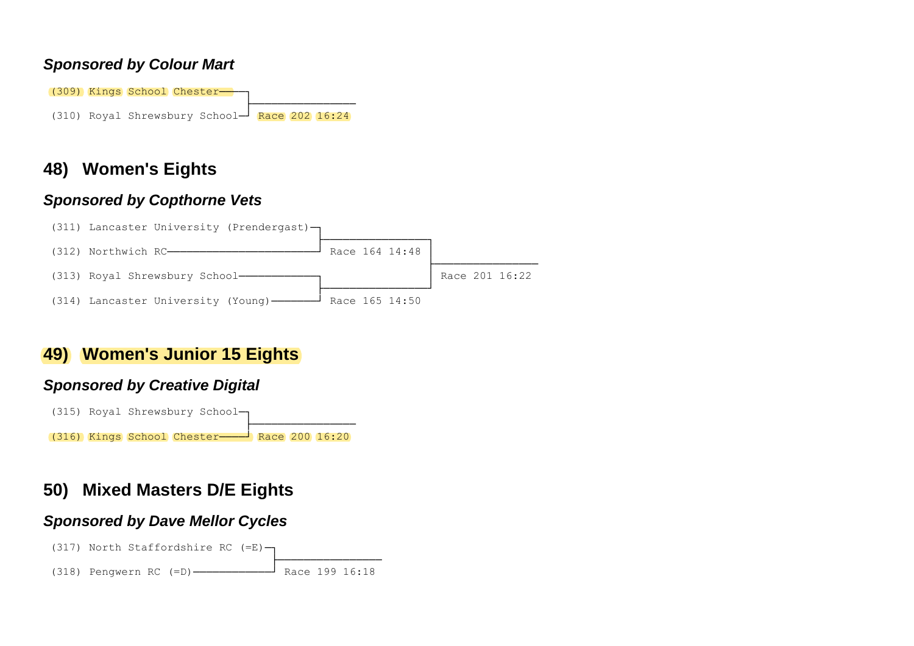***Sponsored by Colour Mart***

```
(309) Kings School Chester──┐
                            ├────────────────
(310) Royal Shrewsbury School┘ Race 202 16:24
```

## 48) Women's Eights

***Sponsored by Copthorne Vets***

```
(311) Lancaster University (Prendergast)─┐
                                         ├─────────────┐
(312) Northwich RC───────────────────────┘ Race 164 14:48│
                                                         ├────────────────
(313) Royal Shrewsbury School────────────┐               │ Race 201 16:22
                                         ├─────────────┘
(314) Lancaster University (Young)───────┘ Race 165 14:50
```

## 49) Women's Junior 15 Eights

***Sponsored by Creative Digital***

```
(315) Royal Shrewsbury School─┐
                              ├────────────────
(316) Kings School Chester────┘ Race 200 16:20
```

## 50) Mixed Masters D/E Eights

***Sponsored by Dave Mellor Cycles***

```
(317) North Staffordshire RC (=E)─┐
                                  ├────────────────
(318) Pengwern RC (=D)────────────┘ Race 199 16:18
```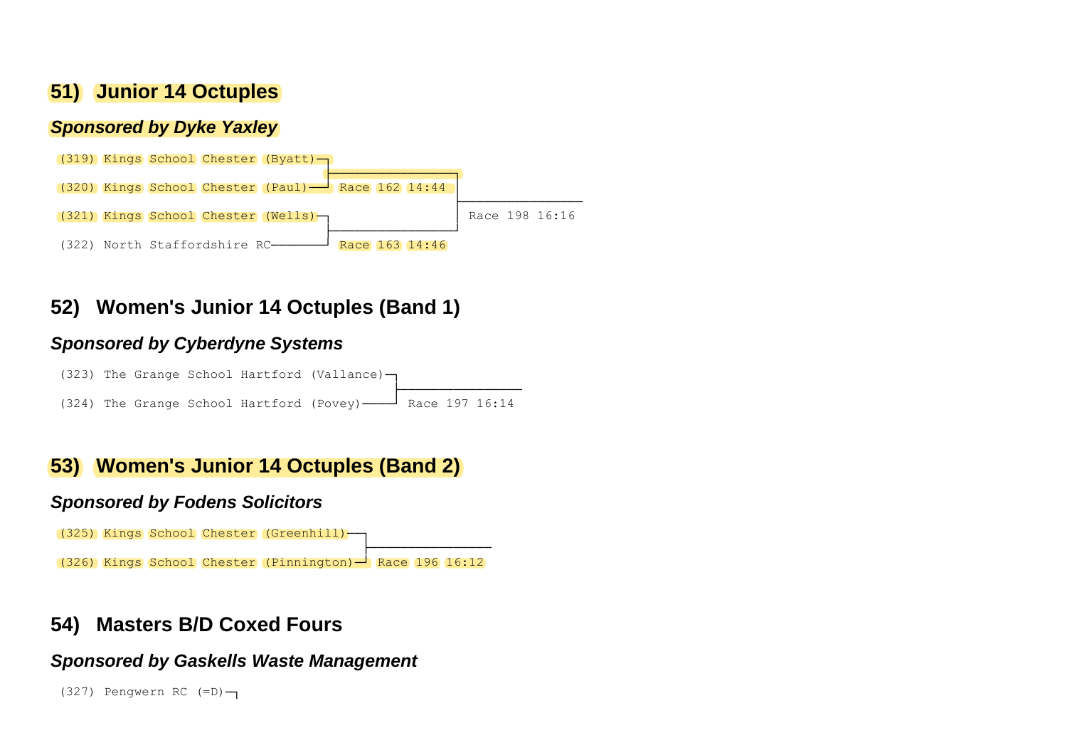## 51) Junior 14 Octuples

***Sponsored by Dyke Yaxley***

```
(319) Kings School Chester (Byatt)─┐
                                   ├─────────────────┐
(320) Kings School Chester (Paul)──┘ Race 162 14:44  │
                                                     ├───────────────
(321) Kings School Chester (Wells)─┐                 │ Race 198 16:16
                                   ├─────────────────┘
(322) North Staffordshire RC───────┘ Race 163 14:46
```

## 52) Women's Junior 14 Octuples (Band 1)

***Sponsored by Cyberdyne Systems***

```
(323) The Grange School Hartford (Vallance)─┐
                                            ├────────────────
(324) The Grange School Hartford (Povey)────┘ Race 197 16:14
```

## 53) Women's Junior 14 Octuples (Band 2)

***Sponsored by Fodens Solicitors***

```
(325) Kings School Chester (Greenhill)─┐
                                       ├────────────────
(326) Kings School Chester (Pinnington)┘ Race 196 16:12
```

## 54) Masters B/D Coxed Fours

***Sponsored by Gaskells Waste Management***

```
(327) Pengwern RC (=D)─┐
```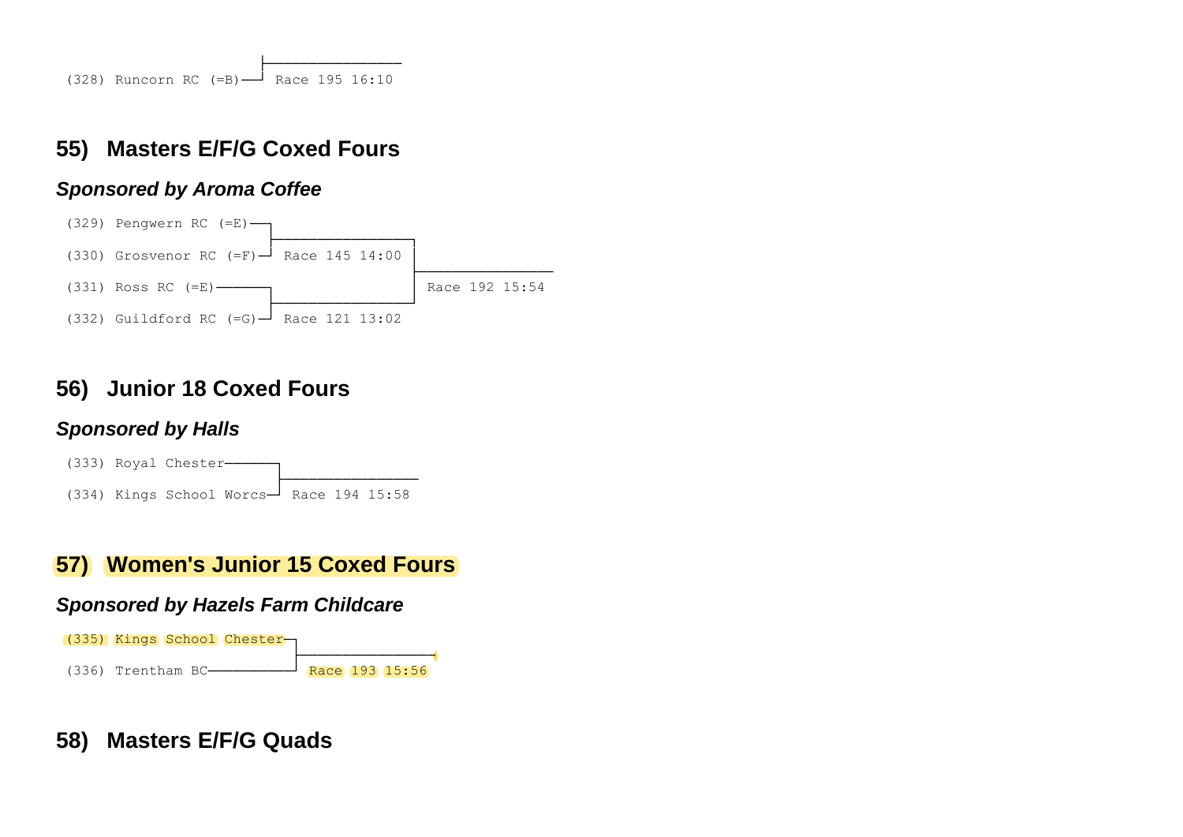(328) Runcorn RC (=B) — Race 195 16:10

## 55) Masters E/F/G Coxed Fours

### *Sponsored by Aroma Coffee*

```
(329) Pengwern RC (=E)──┐
                        ├──────────────┐
(330) Grosvenor RC (=F)─┘ Race 145 14:00│
                                        ├──────────────
(331) Ross RC (=E)──────┐               │ Race 192 15:54
                        ├──────────────┘
(332) Guildford RC (=G)─┘ Race 121 13:02
```

## 56) Junior 18 Coxed Fours

### *Sponsored by Halls*

```
(333) Royal Chester──────┐
                         ├──────────────
(334) Kings School Worcs─┘ Race 194 15:58
```

## 57) Women's Junior 15 Coxed Fours

### *Sponsored by Hazels Farm Childcare*

```
(335) Kings School Chester─┐
                           ├──────────────
(336) Trentham BC──────────┘ Race 193 15:56
```

## 58) Masters E/F/G Quads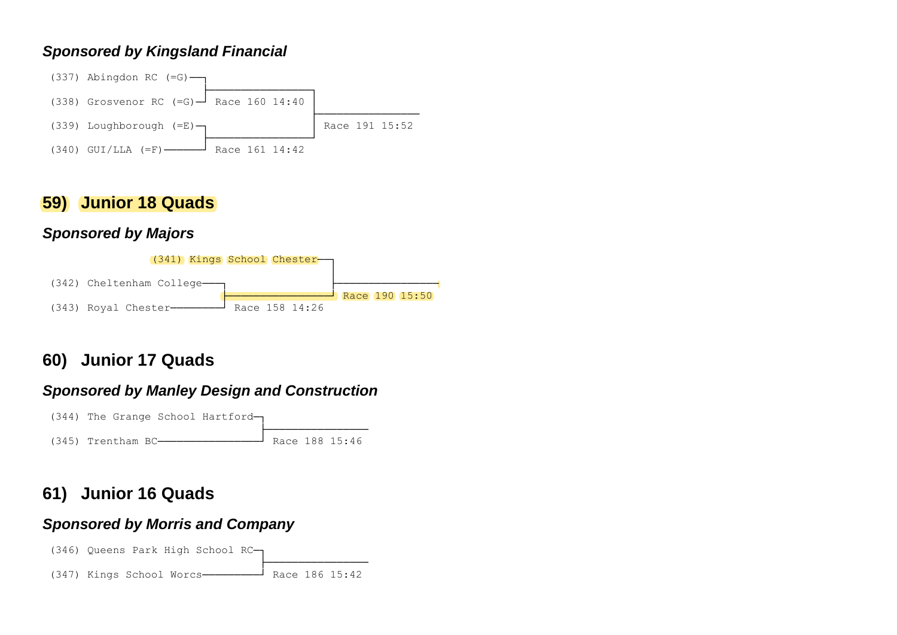*Sponsored by Kingsland Financial*

```
(337) Abingdon RC (=G)──┐
                        ├────────────────┐
(338) Grosvenor RC (=G)─┘ Race 160 14:40 │
                                         ├────────────────
(339) Loughborough (=E)─┐                │ Race 191 15:52
                        ├────────────────┘
(340) GUI/LLA (=F)──────┘ Race 161 14:42
```

## 59) Junior 18 Quads

*Sponsored by Majors*

```
            (341) Kings School Chester──┐
                                        ├────────────────
(342) Cheltenham College──┐             │ Race 190 15:50
                          ├─────────────┘
(343) Royal Chester───────┘ Race 158 14:26
```

## 60) Junior 17 Quads

*Sponsored by Manley Design and Construction*

```
(344) The Grange School Hartford─┐
                                 ├────────────────
(345) Trentham BC────────────────┘ Race 188 15:46
```

## 61) Junior 16 Quads

*Sponsored by Morris and Company*

```
(346) Queens Park High School RC─┐
                                 ├────────────────
(347) Kings School Worcs─────────┘ Race 186 15:42
```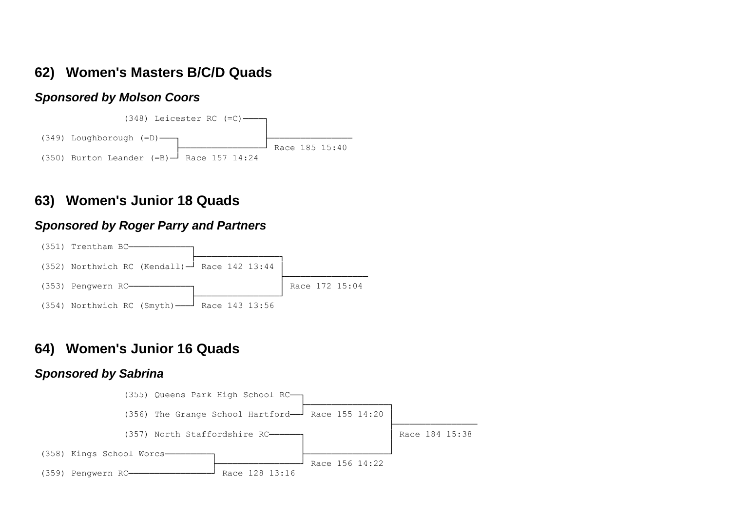## 62) Women's Masters B/C/D Quads

### *Sponsored by Molson Coors*

```
              (348) Leicester RC (=C)─────┐
                                          ├────────────────
 (349) Loughborough (=D)───┐              │ Race 185 15:40
                           ├──────────────┘
 (350) Burton Leander (=B)─┘ Race 157 14:24
```

## 63) Women's Junior 18 Quads

### *Sponsored by Roger Parry and Partners*

```
 (351) Trentham BC──────────────┐
                                ├──────────────┐
 (352) Northwich RC (Kendall)───┘ Race 142 13:44│
                                               ├────────────────
 (353) Pengwern RC──────────────┐              │ Race 172 15:04
                                ├──────────────┘
 (354) Northwich RC (Smyth)─────┘ Race 143 13:56
```

## 64) Women's Junior 16 Quads

### *Sponsored by Sabrina*

```
              (355) Queens Park High School RC──┐
                                                ├──────────────┐
              (356) The Grange School Hartford──┘ Race 155 14:20│
                                                               ├────────────────
              (357) North Staffordshire RC──────┐              │ Race 184 15:38
                                                ├──────────────┘
 (358) Kings School Worcs──────────┐            │ Race 156 14:22
                                   ├────────────┘
 (359) Pengwern RC─────────────────┘ Race 128 13:16
```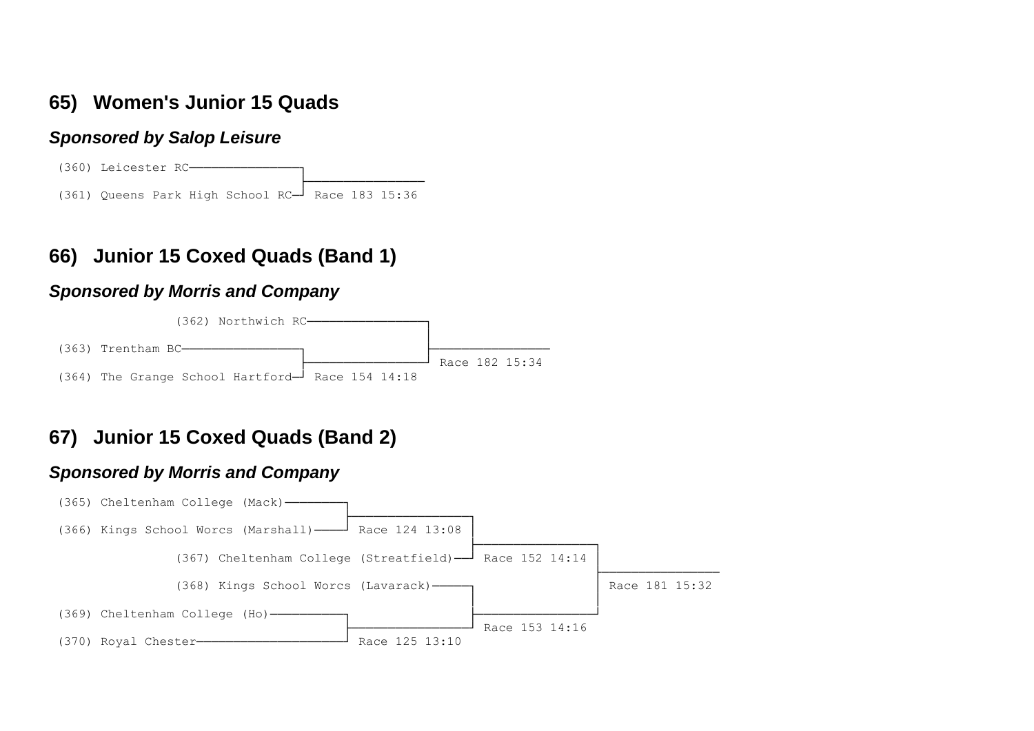## 65) Women's Junior 15 Quads

***Sponsored by Salop Leisure***

```
(360) Leicester RC─────────────────┐
                                   ├────────────────
(361) Queens Park High School RC───┘ Race 183 15:36
```

## 66) Junior 15 Coxed Quads (Band 1)

***Sponsored by Morris and Company***

```
              (362) Northwich RC─────────────────┐
                                                 ├────────────────
(363) Trentham BC─────────────────┐              │ Race 182 15:34
                                  ├──────────────┘
(364) The Grange School Hartford──┘ Race 154 14:18
```

## 67) Junior 15 Coxed Quads (Band 2)

***Sponsored by Morris and Company***

```
(365) Cheltenham College (Mack)─────────┐
                                        ├─────────────────┐
(366) Kings School Worcs (Marshall)─────┘ Race 124 13:08  │
                                                          ├─────────────────┐
              (367) Cheltenham College (Streatfield)──────┘ Race 152 14:14  │
                                                                            ├────────────────
              (368) Kings School Worcs (Lavarack)─────────┐                 │ Race 181 15:32
                                                          ├─────────────────┘
(369) Cheltenham College (Ho)───────────┐                 │ Race 153 14:16
                                        ├─────────────────┘
(370) Royal Chester─────────────────────┘ Race 125 13:10
```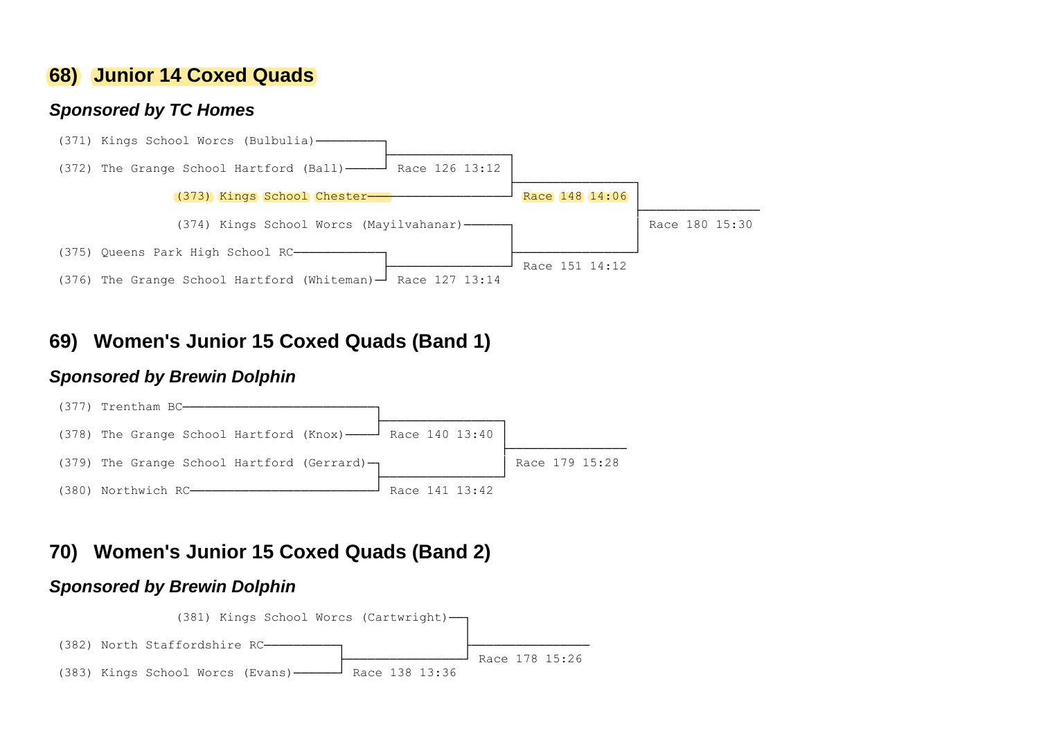## 68) Junior 14 Coxed Quads

### *Sponsored by TC Homes*

```
(371) Kings School Worcs (Bulbulia)─────────┐
                                            ├──────────────────┐
(372) The Grange School Hartford (Ball)─────┘ Race 126 13:12   │
                                                               ├──────────────────┐
              (373) Kings School Chester───────────────────────┘ Race 148 14:06   │
                                                                                  ├────────────────
              (374) Kings School Worcs (Mayilvahanar)──────────┐                  │ Race 180 15:30
                                                               ├──────────────────┘
(375) Queens Park High School RC────────────┐                  │ Race 151 14:12
                                            ├──────────────────┘
(376) The Grange School Hartford (Whiteman)─┘ Race 127 13:14
```

## 69) Women's Junior 15 Coxed Quads (Band 1)

### *Sponsored by Brewin Dolphin*

```
(377) Trentham BC───────────────────────────┐
                                            ├──────────────────┐
(378) The Grange School Hartford (Knox)─────┘ Race 140 13:40   │
                                                               ├────────────────
(379) The Grange School Hartford (Gerrard)──┐                  │ Race 179 15:28
                                            ├──────────────────┘
(380) Northwich RC──────────────────────────┘ Race 141 13:42
```

## 70) Women's Junior 15 Coxed Quads (Band 2)

### *Sponsored by Brewin Dolphin*

```
              (381) Kings School Worcs (Cartwright)──────────┐
                                                             ├────────────────
(382) North Staffordshire RC──────────┐                      │ Race 178 15:26
                                      ├──────────────────────┘
(383) Kings School Worcs (Evans)──────┘ Race 138 13:36
```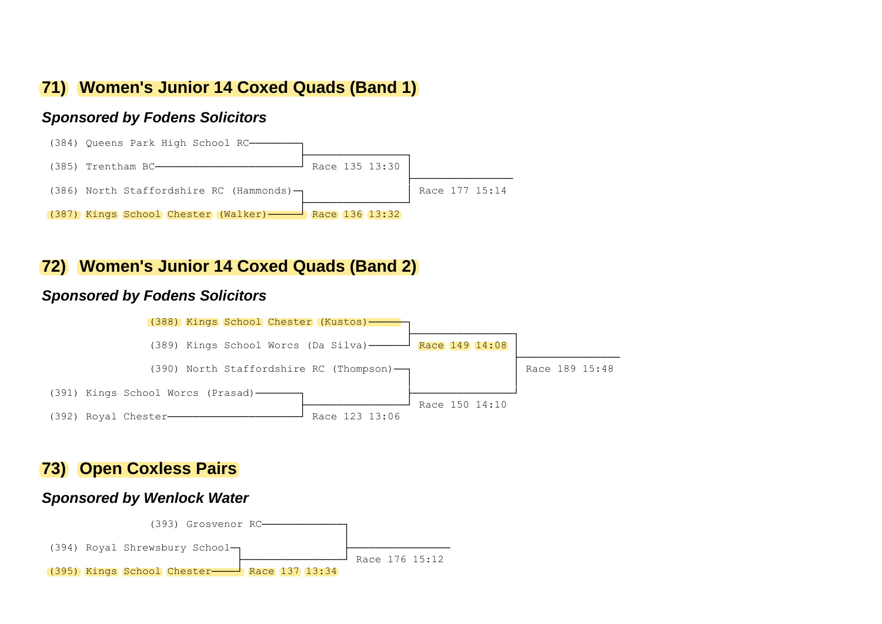## 71) Women's Junior 14 Coxed Quads (Band 1)

***Sponsored by Fodens Solicitors***

```
(384) Queens Park High School RC─────────┐
                                         ├────────────────┐
(385) Trentham BC────────────────────────┘ Race 135 13:30 │
                                                          ├────────────────
(386) North Staffordshire RC (Hammonds)─┐                 │ Race 177 15:14
                                        ├─────────────────┘
(387) Kings School Chester (Walker)─────┘ Race 136 13:32
```

## 72) Women's Junior 14 Coxed Quads (Band 2)

***Sponsored by Fodens Solicitors***

```
               (388) Kings School Chester (Kustos)─────┐
                                                       ├────────────────┐
               (389) Kings School Worcs (Da Silva)─────┘ Race 149 14:08 │
                                                                        ├────────────────
               (390) North Staffordshire RC (Thompson)─┐                │ Race 189 15:48
                                                       ├────────────────┘
(391) Kings School Worcs (Prasad)─────────┐            │ Race 150 14:10
                                          ├────────────┘
(392) Royal Chester───────────────────────┘ Race 123 13:06
```

## 73) Open Coxless Pairs

***Sponsored by Wenlock Water***

```
               (393) Grosvenor RC──────────────┐
                                               ├────────────────
(394) Royal Shrewsbury School─┐                │ Race 176 15:12
                              ├────────────────┘
(395) Kings School Chester────┘ Race 137 13:34
```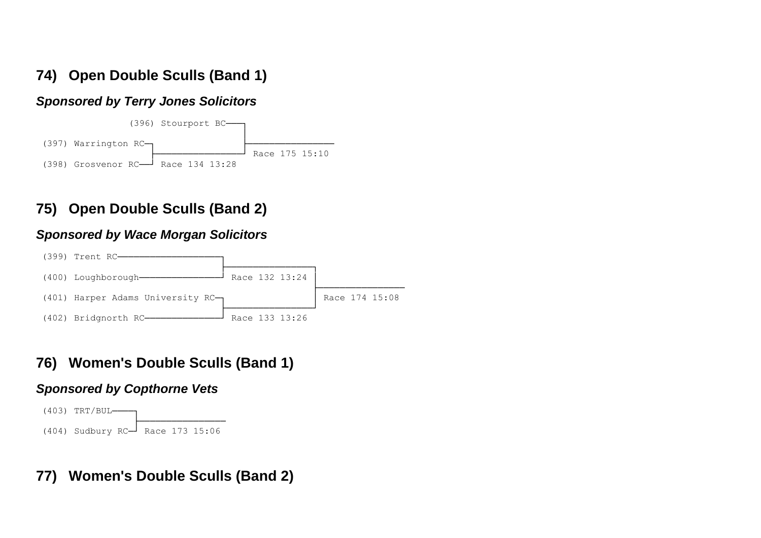## 74) Open Double Sculls (Band 1)

***Sponsored by Terry Jones Solicitors***

```
              (396) Stourport BC─────┐
                                     ├────────────────
(397) Warrington RC─┐                │  Race 175 15:10
                    ├────────────────┘
(398) Grosvenor RC──┘  Race 134 13:28
```

## 75) Open Double Sculls (Band 2)

***Sponsored by Wace Morgan Solicitors***

```
(399) Trent RC──────────────────────┐
                                    ├────────────────┐
(400) Loughborough──────────────────┘  Race 132 13:24 │
                                                     ├────────────────
(401) Harper Adams University RC─┐                   │  Race 174 15:08
                                 ├───────────────────┘
(402) Bridgnorth RC──────────────┘  Race 133 13:26
```

## 76) Women's Double Sculls (Band 1)

***Sponsored by Copthorne Vets***

```
(403) TRT/BUL─────┐
                  ├────────────────
(404) Sudbury RC──┘  Race 173 15:06
```

## 77) Women's Double Sculls (Band 2)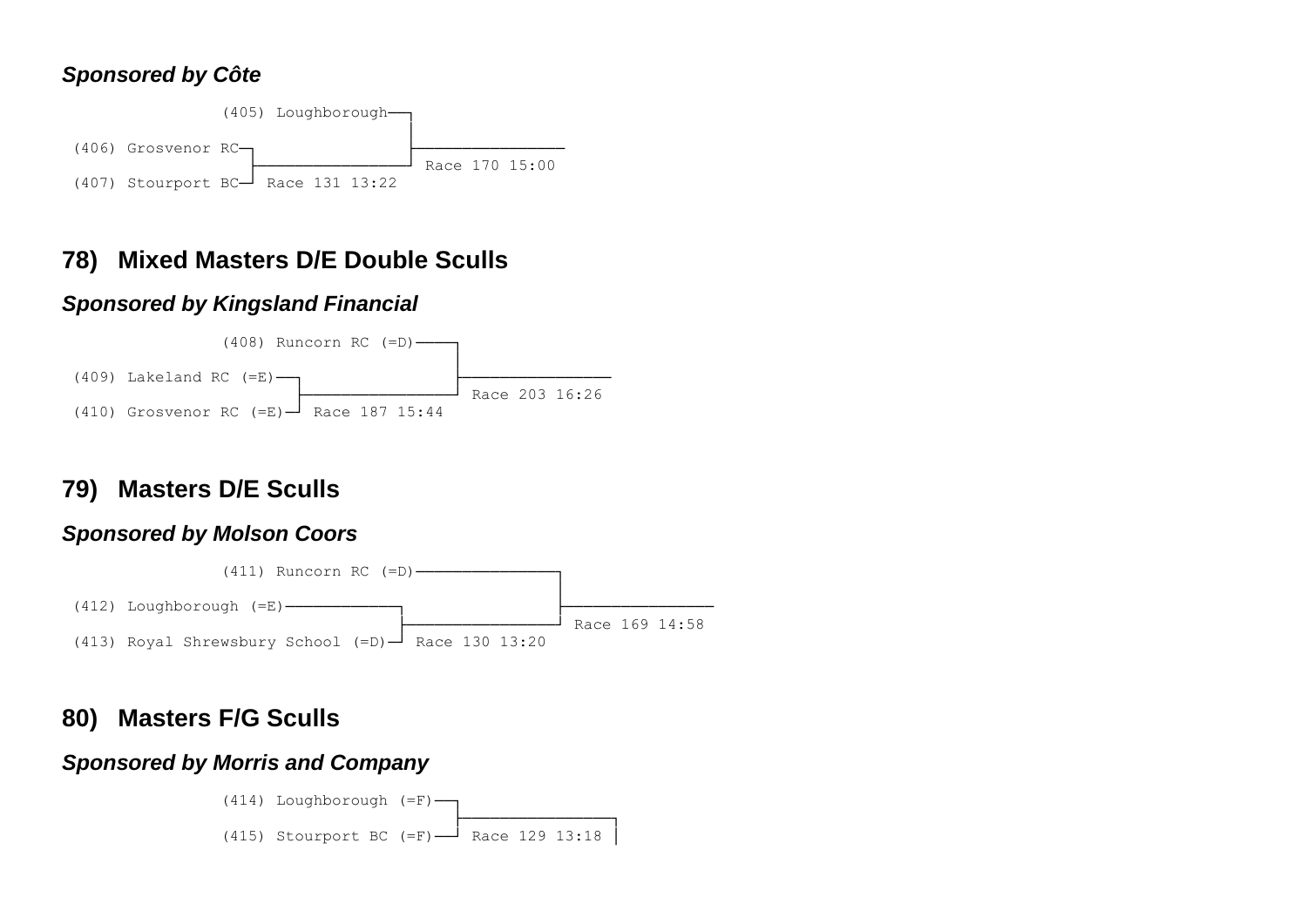***Sponsored by Côte***

```
               (405) Loughborough──┐
                                   ├────────────────
 (406) Grosvenor RC─┐              │ Race 170 15:00
                    ├──────────────┘
 (407) Stourport BC─┘ Race 131 13:22
```

## 78) Mixed Masters D/E Double Sculls

***Sponsored by Kingsland Financial***

```
               (408) Runcorn RC (=D)────┐
                                        ├────────────────
 (409) Lakeland RC (=E)──┐              │ Race 203 16:26
                         ├──────────────┘
 (410) Grosvenor RC (=E)─┘ Race 187 15:44
```

## 79) Masters D/E Sculls

***Sponsored by Molson Coors***

```
               (411) Runcorn RC (=D)─────────────────┐
                                                     ├────────────────
 (412) Loughborough (=E)─────────────┐               │ Race 169 14:58
                                     ├───────────────┘
 (413) Royal Shrewsbury School (=D)──┘ Race 130 13:20
```

## 80) Masters F/G Sculls

***Sponsored by Morris and Company***

```
               (414) Loughborough (=F)──┐
                                        ├────────────────┐
               (415) Stourport BC (=F)──┘ Race 129 13:18 │
```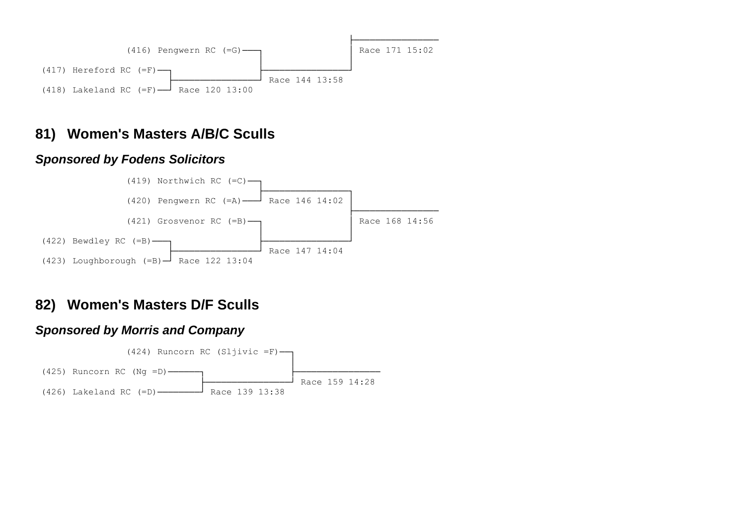(416) Pengwern RC (=G)

(417) Hereford RC (=F)

(418) Lakeland RC (=F)

Race 120 13:00

Race 144 13:58

Race 171 15:02

## 81) Women's Masters A/B/C Sculls

### *Sponsored by Fodens Solicitors*

(419) Northwich RC (=C)

(420) Pengwern RC (=A)

Race 146 14:02

(421) Grosvenor RC (=B)

(422) Bewdley RC (=B)

(423) Loughborough (=B)

Race 122 13:04

Race 147 14:04

Race 168 14:56

## 82) Women's Masters D/F Sculls

### *Sponsored by Morris and Company*

(424) Runcorn RC (Sljivic =F)

(425) Runcorn RC (Ng =D)

(426) Lakeland RC (=D)

Race 139 13:38

Race 159 14:28